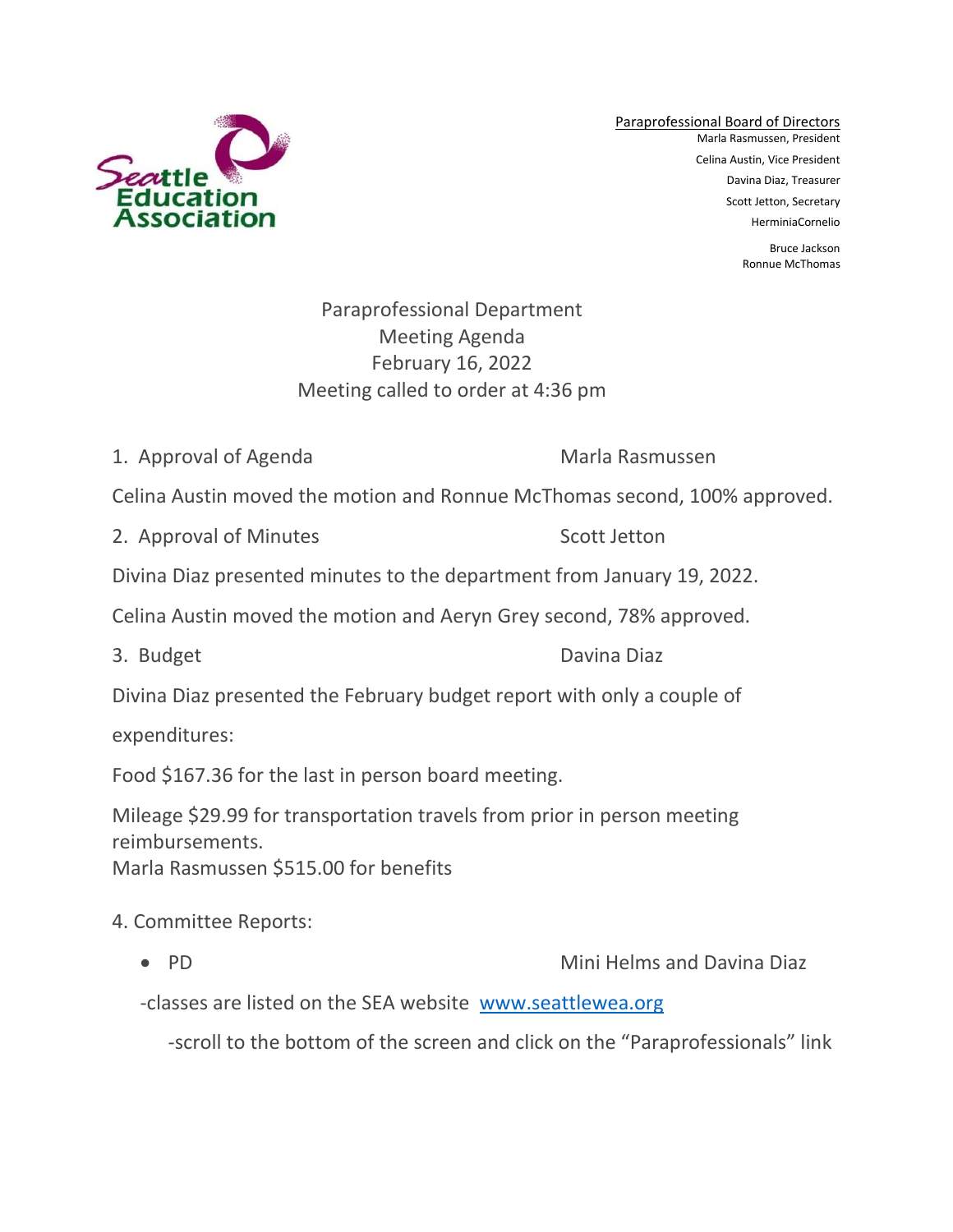Seattle Education Association

Paraprofessional Board of Directors
Marla Rasmussen, President
Celina Austin, Vice President
Davina Diaz, Treasurer
Scott Jetton, Secretary
HerminiaCornelio
Bruce Jackson
Ronnue McThomas

# Paraprofessional Department
## Meeting Agenda
## February 16, 2022
## Meeting called to order at 4:36 pm

1. Approval of Agenda — Marla Rasmussen

Celina Austin moved the motion and Ronnue McThomas second, 100% approved.

2. Approval of Minutes — Scott Jetton

Divina Diaz presented minutes to the department from January 19, 2022.

Celina Austin moved the motion and Aeryn Grey second, 78% approved.

3. Budget — Davina Diaz

Divina Diaz presented the February budget report with only a couple of expenditures:

Food $167.36 for the last in person board meeting.

Mileage $29.99 for transportation travels from prior in person meeting reimbursements.
Marla Rasmussen $515.00 for benefits

4. Committee Reports:

- PD — Mini Helms and Davina Diaz

  -classes are listed on the SEA website [www.seattlewea.org](www.seattlewea.org)

    -scroll to the bottom of the screen and click on the "Paraprofessionals" link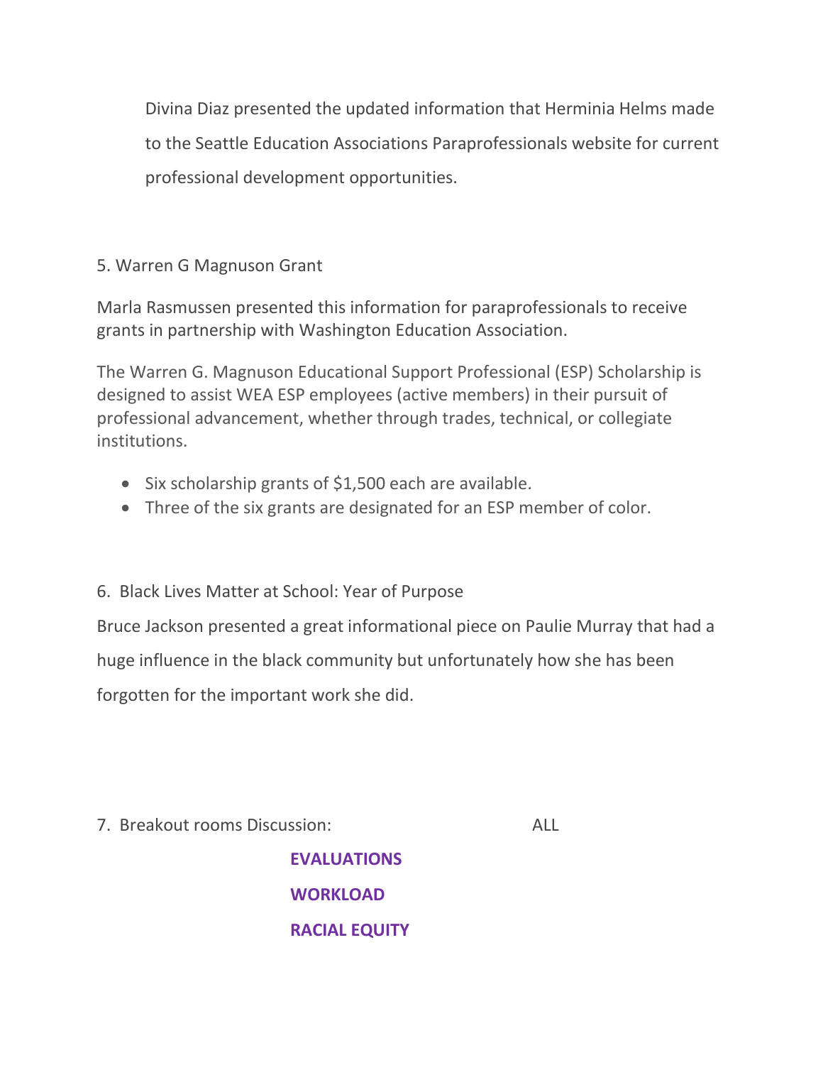Divina Diaz presented the updated information that Herminia Helms made to the Seattle Education Associations Paraprofessionals website for current professional development opportunities.

5. Warren G Magnuson Grant

Marla Rasmussen presented this information for paraprofessionals to receive grants in partnership with Washington Education Association.

The Warren G. Magnuson Educational Support Professional (ESP) Scholarship is designed to assist WEA ESP employees (active members) in their pursuit of professional advancement, whether through trades, technical, or collegiate institutions.

- Six scholarship grants of $1,500 each are available.
- Three of the six grants are designated for an ESP member of color.

6. Black Lives Matter at School: Year of Purpose

Bruce Jackson presented a great informational piece on Paulie Murray that had a huge influence in the black community but unfortunately how she has been forgotten for the important work she did.

7. Breakout rooms Discussion: ALL

**EVALUATIONS**

**WORKLOAD**

**RACIAL EQUITY**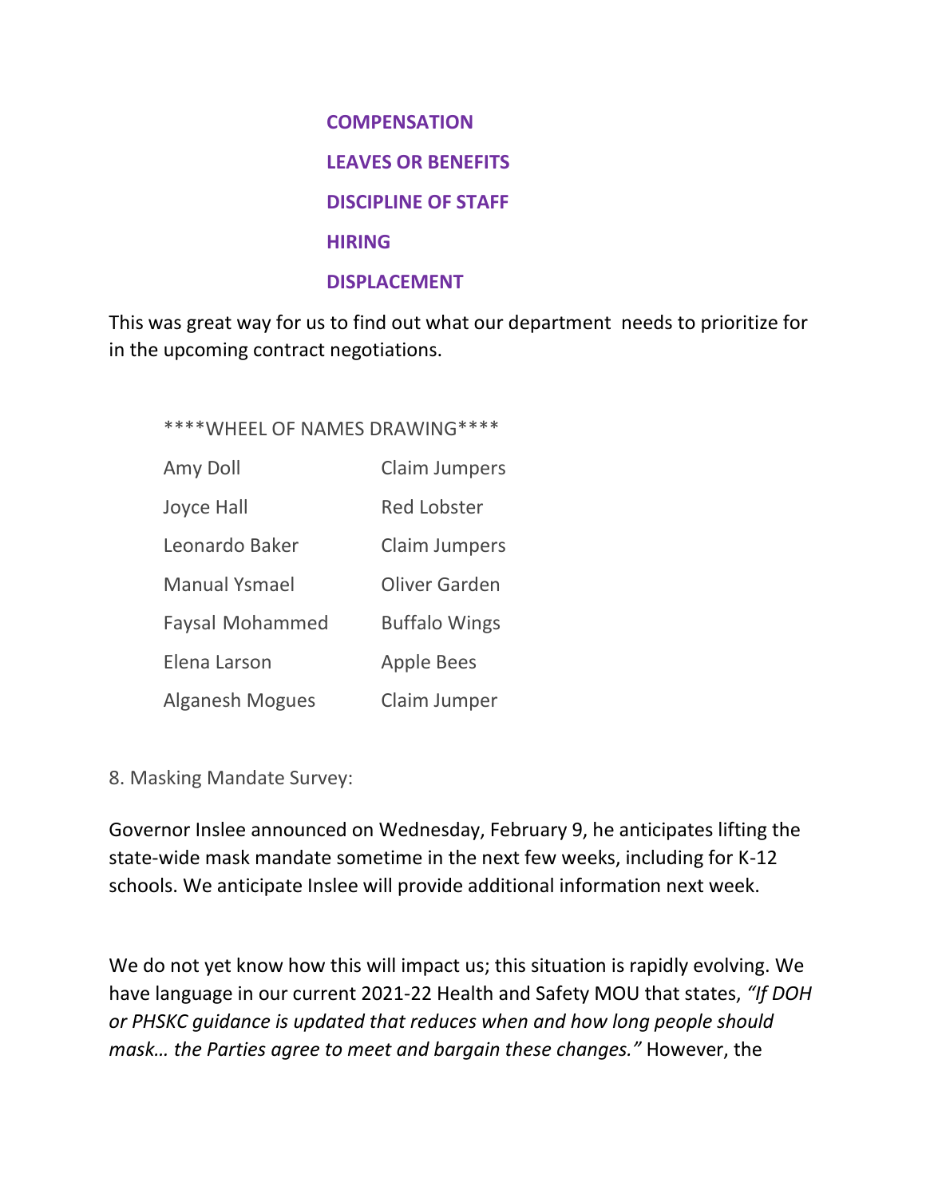**COMPENSATION**

**LEAVES OR BENEFITS**

**DISCIPLINE OF STAFF**

**HIRING**

**DISPLACEMENT**

This was great way for us to find out what our department needs to prioritize for in the upcoming contract negotiations.

****WHEEL OF NAMES DRAWING****

| | |
|---|---|
| Amy Doll | Claim Jumpers |
| Joyce Hall | Red Lobster |
| Leonardo Baker | Claim Jumpers |
| Manual Ysmael | Oliver Garden |
| Faysal Mohammed | Buffalo Wings |
| Elena Larson | Apple Bees |
| Alganesh Mogues | Claim Jumper |

8. Masking Mandate Survey:

Governor Inslee announced on Wednesday, February 9, he anticipates lifting the state-wide mask mandate sometime in the next few weeks, including for K-12 schools. We anticipate Inslee will provide additional information next week.

We do not yet know how this will impact us; this situation is rapidly evolving. We have language in our current 2021-22 Health and Safety MOU that states, *"If DOH or PHSKC guidance is updated that reduces when and how long people should mask… the Parties agree to meet and bargain these changes."* However, the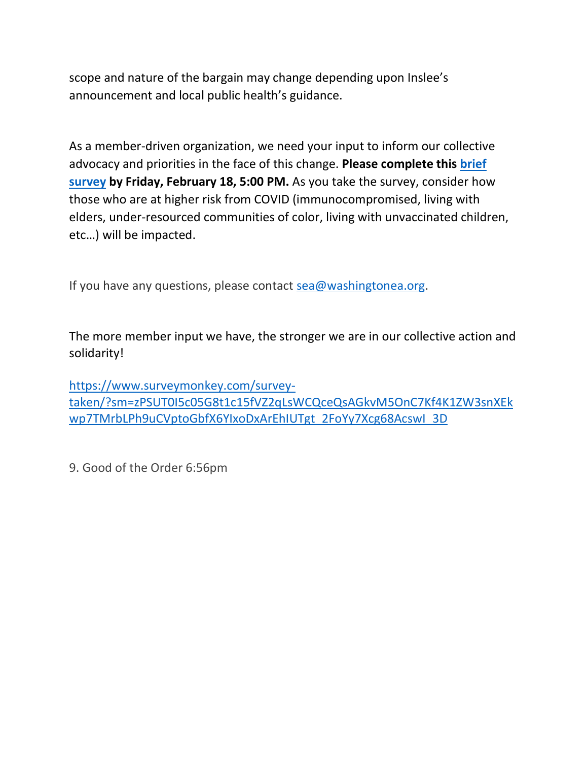scope and nature of the bargain may change depending upon Inslee's announcement and local public health's guidance.

As a member-driven organization, we need your input to inform our collective advocacy and priorities in the face of this change. **Please complete this [brief survey](https://www.surveymonkey.com/survey-taken/?sm=zPSUT0I5c05G8t1c15fVZ2qLsWCQceQsAGkvM5OnC7Kf4K1ZW3snXEkwp7TMrbLPh9uCVptoGbfX6YIxoDxArEhIUTgt_2FoYy7Xcg68AcswI_3D) by Friday, February 18, 5:00 PM.** As you take the survey, consider how those who are at higher risk from COVID (immunocompromised, living with elders, under-resourced communities of color, living with unvaccinated children, etc…) will be impacted.

If you have any questions, please contact sea@washingtonea.org.

The more member input we have, the stronger we are in our collective action and solidarity!

https://www.surveymonkey.com/survey-taken/?sm=zPSUT0I5c05G8t1c15fVZ2qLsWCQceQsAGkvM5OnC7Kf4K1ZW3snXEkwp7TMrbLPh9uCVptoGbfX6YIxoDxArEhIUTgt_2FoYy7Xcg68AcswI_3D

9. Good of the Order 6:56pm